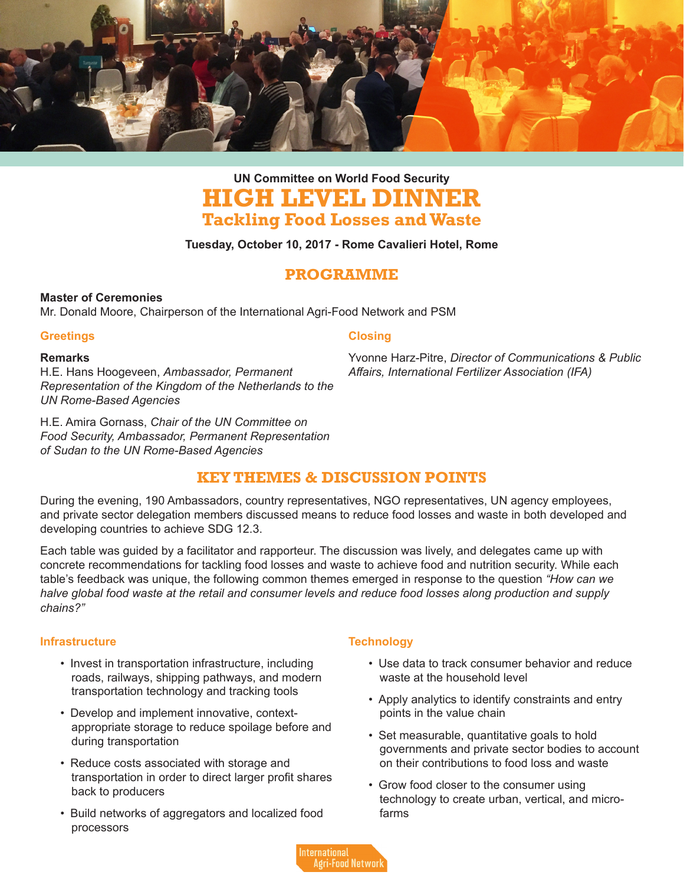UN Committee on World Food Security

# HIGH LEVEL DINNER

## Tackling Food Losses and Waste

**Tuesday, October 10, 2017 - Rome Cavalieri Hotel, Rome**

## PROGRAMME

**Master of Ceremonies**
Mr. Donald Moore, Chairperson of the International Agri-Food Network and PSM

### Greetings

**Remarks**
H.E. Hans Hoogeveen, *Ambassador, Permanent Representation of the Kingdom of the Netherlands to the UN Rome-Based Agencies*

H.E. Amira Gornass, *Chair of the UN Committee on Food Security, Ambassador, Permanent Representation of Sudan to the UN Rome-Based Agencies*

### Closing

Yvonne Harz-Pitre, *Director of Communications & Public Affairs, International Fertilizer Association (IFA)*

## KEY THEMES & DISCUSSION POINTS

During the evening, 190 Ambassadors, country representatives, NGO representatives, UN agency employees, and private sector delegation members discussed means to reduce food losses and waste in both developed and developing countries to achieve SDG 12.3.

Each table was guided by a facilitator and rapporteur. The discussion was lively, and delegates came up with concrete recommendations for tackling food losses and waste to achieve food and nutrition security. While each table's feedback was unique, the following common themes emerged in response to the question *"How can we halve global food waste at the retail and consumer levels and reduce food losses along production and supply chains?"*

### Infrastructure

- Invest in transportation infrastructure, including roads, railways, shipping pathways, and modern transportation technology and tracking tools
- Develop and implement innovative, context-appropriate storage to reduce spoilage before and during transportation
- Reduce costs associated with storage and transportation in order to direct larger profit shares back to producers
- Build networks of aggregators and localized food processors

### Technology

- Use data to track consumer behavior and reduce waste at the household level
- Apply analytics to identify constraints and entry points in the value chain
- Set measurable, quantitative goals to hold governments and private sector bodies to account on their contributions to food loss and waste
- Grow food closer to the consumer using technology to create urban, vertical, and micro-farms

International Agri-Food Network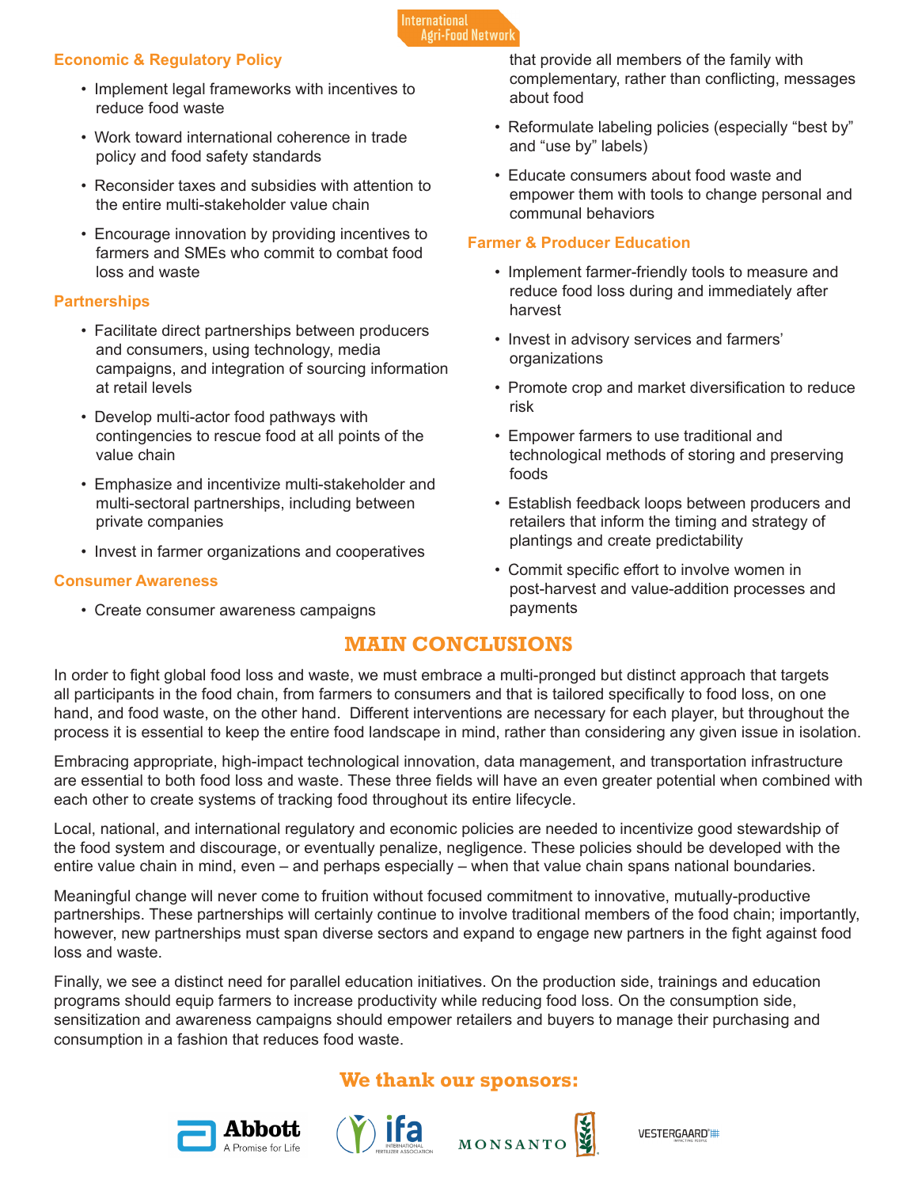## Economic & Regulatory Policy

- Implement legal frameworks with incentives to reduce food waste
- Work toward international coherence in trade policy and food safety standards
- Reconsider taxes and subsidies with attention to the entire multi-stakeholder value chain
- Encourage innovation by providing incentives to farmers and SMEs who commit to combat food loss and waste

## Partnerships

- Facilitate direct partnerships between producers and consumers, using technology, media campaigns, and integration of sourcing information at retail levels
- Develop multi-actor food pathways with contingencies to rescue food at all points of the value chain
- Emphasize and incentivize multi-stakeholder and multi-sectoral partnerships, including between private companies
- Invest in farmer organizations and cooperatives

## Consumer Awareness

- Create consumer awareness campaigns that provide all members of the family with complementary, rather than conflicting, messages about food
- Reformulate labeling policies (especially "best by" and "use by" labels)
- Educate consumers about food waste and empower them with tools to change personal and communal behaviors

## Farmer & Producer Education

- Implement farmer-friendly tools to measure and reduce food loss during and immediately after harvest
- Invest in advisory services and farmers' organizations
- Promote crop and market diversification to reduce risk
- Empower farmers to use traditional and technological methods of storing and preserving foods
- Establish feedback loops between producers and retailers that inform the timing and strategy of plantings and create predictability
- Commit specific effort to involve women in post-harvest and value-addition processes and payments

# MAIN CONCLUSIONS

In order to fight global food loss and waste, we must embrace a multi-pronged but distinct approach that targets all participants in the food chain, from farmers to consumers and that is tailored specifically to food loss, on one hand, and food waste, on the other hand. Different interventions are necessary for each player, but throughout the process it is essential to keep the entire food landscape in mind, rather than considering any given issue in isolation.

Embracing appropriate, high-impact technological innovation, data management, and transportation infrastructure are essential to both food loss and waste. These three fields will have an even greater potential when combined with each other to create systems of tracking food throughout its entire lifecycle.

Local, national, and international regulatory and economic policies are needed to incentivize good stewardship of the food system and discourage, or eventually penalize, negligence. These policies should be developed with the entire value chain in mind, even – and perhaps especially – when that value chain spans national boundaries.

Meaningful change will never come to fruition without focused commitment to innovative, mutually-productive partnerships. These partnerships will certainly continue to involve traditional members of the food chain; importantly, however, new partnerships must span diverse sectors and expand to engage new partners in the fight against food loss and waste.

Finally, we see a distinct need for parallel education initiatives. On the production side, trainings and education programs should equip farmers to increase productivity while reducing food loss. On the consumption side, sensitization and awareness campaigns should empower retailers and buyers to manage their purchasing and consumption in a fashion that reduces food waste.

## We thank our sponsors:

Abbott — A Promise for Life

ifa — International Fertilizer Association

MONSANTO

VESTERGAARD